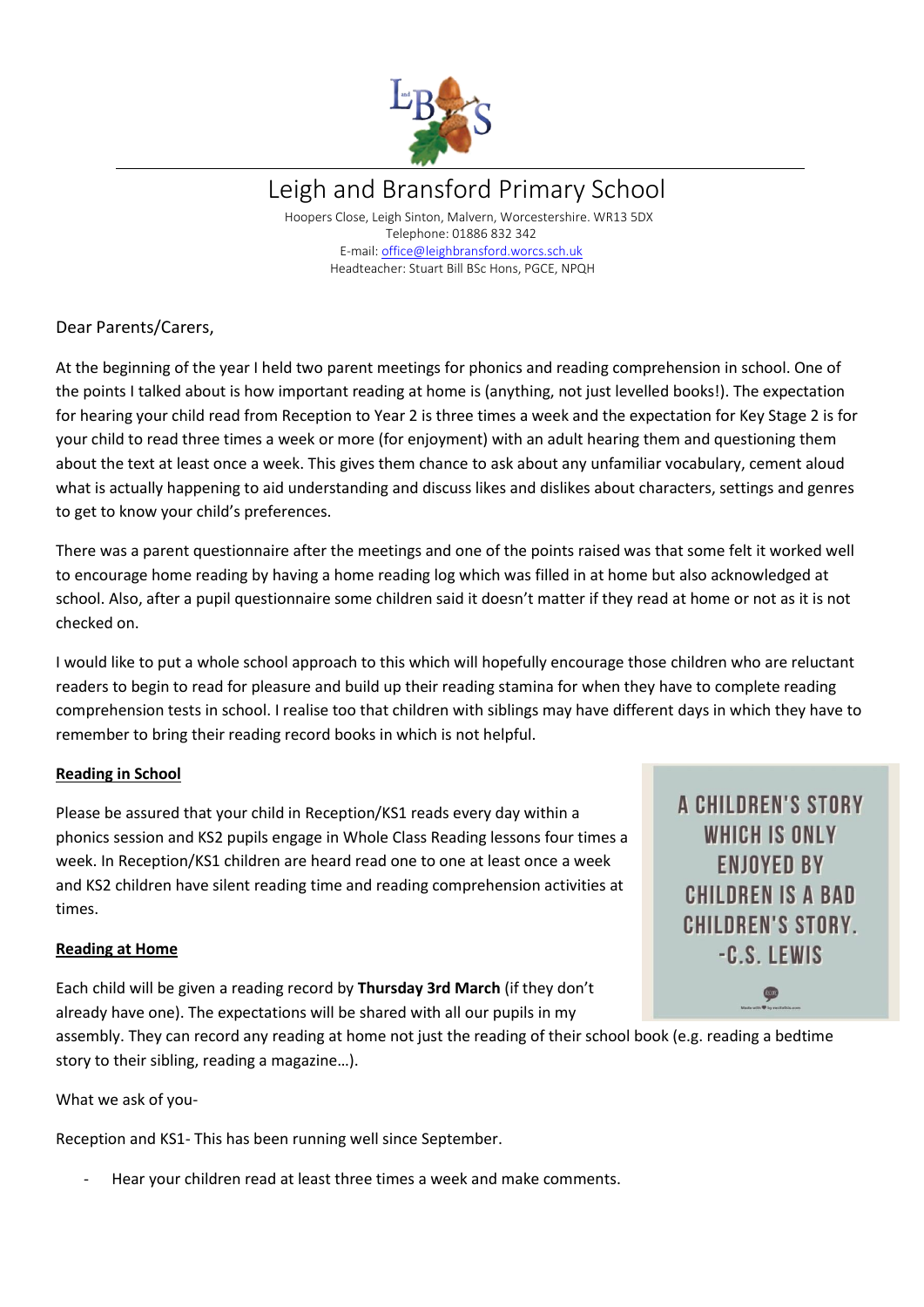# Leigh and Bransford Primary School

Hoopers Close, Leigh Sinton, Malvern, Worcestershire. WR13 5DX
Telephone: 01886 832 342
E-mail: office@leighbransford.worcs.sch.uk
Headteacher: Stuart Bill BSc Hons, PGCE, NPQH

Dear Parents/Carers,

At the beginning of the year I held two parent meetings for phonics and reading comprehension in school. One of the points I talked about is how important reading at home is (anything, not just levelled books!). The expectation for hearing your child read from Reception to Year 2 is three times a week and the expectation for Key Stage 2 is for your child to read three times a week or more (for enjoyment) with an adult hearing them and questioning them about the text at least once a week. This gives them chance to ask about any unfamiliar vocabulary, cement aloud what is actually happening to aid understanding and discuss likes and dislikes about characters, settings and genres to get to know your child's preferences.

There was a parent questionnaire after the meetings and one of the points raised was that some felt it worked well to encourage home reading by having a home reading log which was filled in at home but also acknowledged at school. Also, after a pupil questionnaire some children said it doesn't matter if they read at home or not as it is not checked on.

I would like to put a whole school approach to this which will hopefully encourage those children who are reluctant readers to begin to read for pleasure and build up their reading stamina for when they have to complete reading comprehension tests in school. I realise too that children with siblings may have different days in which they have to remember to bring their reading record books in which is not helpful.

**Reading in School**

Please be assured that your child in Reception/KS1 reads every day within a phonics session and KS2 pupils engage in Whole Class Reading lessons four times a week. In Reception/KS1 children are heard read one to one at least once a week and KS2 children have silent reading time and reading comprehension activities at times.

A CHILDREN'S STORY WHICH IS ONLY ENJOYED BY CHILDREN IS A BAD CHILDREN'S STORY. -C.S. LEWIS

**Reading at Home**

Each child will be given a reading record by **Thursday 3rd March** (if they don't already have one). The expectations will be shared with all our pupils in my assembly. They can record any reading at home not just the reading of their school book (e.g. reading a bedtime story to their sibling, reading a magazine…).

What we ask of you-

Reception and KS1- This has been running well since September.

- Hear your children read at least three times a week and make comments.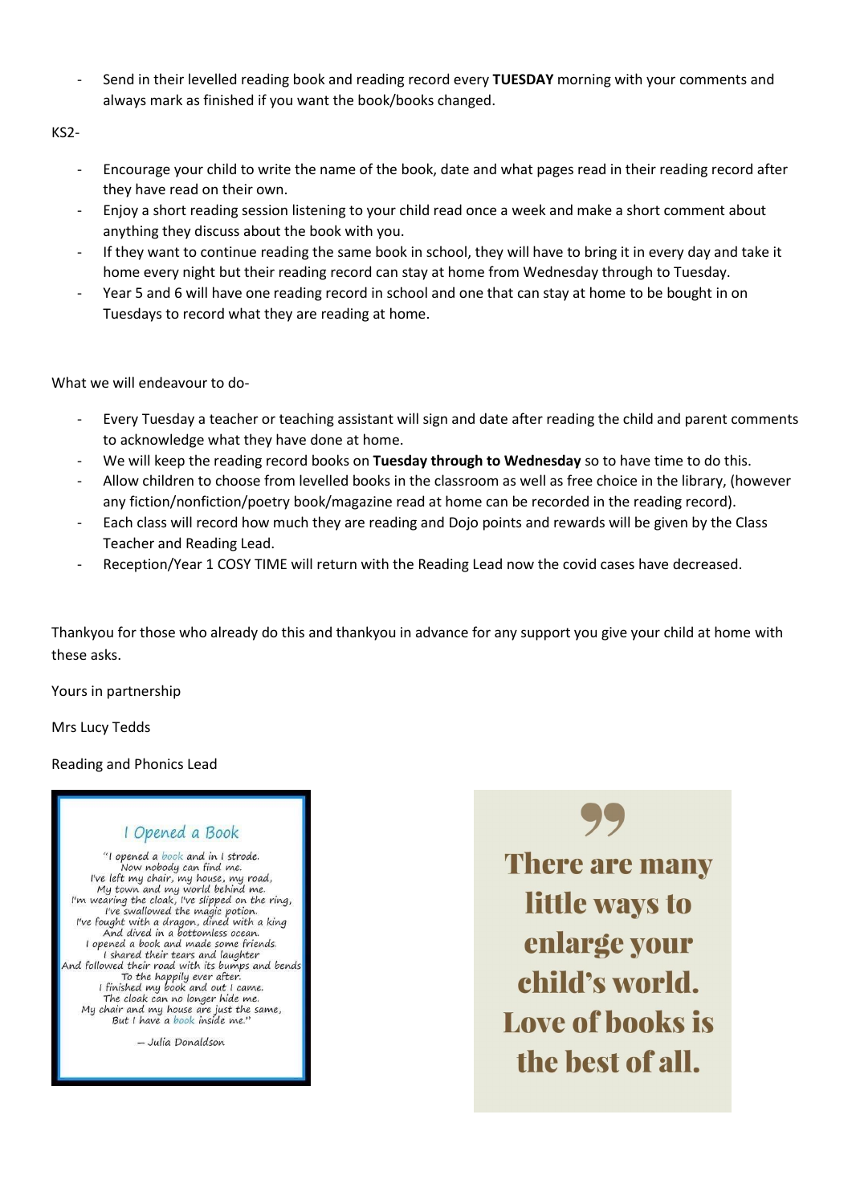- Send in their levelled reading book and reading record every **TUESDAY** morning with your comments and always mark as finished if you want the book/books changed.

KS2-

- Encourage your child to write the name of the book, date and what pages read in their reading record after they have read on their own.
- Enjoy a short reading session listening to your child read once a week and make a short comment about anything they discuss about the book with you.
- If they want to continue reading the same book in school, they will have to bring it in every day and take it home every night but their reading record can stay at home from Wednesday through to Tuesday.
- Year 5 and 6 will have one reading record in school and one that can stay at home to be bought in on Tuesdays to record what they are reading at home.

What we will endeavour to do-

- Every Tuesday a teacher or teaching assistant will sign and date after reading the child and parent comments to acknowledge what they have done at home.
- We will keep the reading record books on **Tuesday through to Wednesday** so to have time to do this.
- Allow children to choose from levelled books in the classroom as well as free choice in the library, (however any fiction/nonfiction/poetry book/magazine read at home can be recorded in the reading record).
- Each class will record how much they are reading and Dojo points and rewards will be given by the Class Teacher and Reading Lead.
- Reception/Year 1 COSY TIME will return with the Reading Lead now the covid cases have decreased.

Thankyou for those who already do this and thankyou in advance for any support you give your child at home with these asks.

Yours in partnership

Mrs Lucy Tedds

Reading and Phonics Lead

*I Opened a Book*

"I opened a book and in I strode.
Now nobody can find me.
I've left my chair, my house, my road,
My town and my world behind me.
I'm wearing the cloak, I've slipped on the ring,
I've swallowed the magic potion.
I've fought with a dragon, dined with a king
And dived in a bottomless ocean.
I opened a book and made some friends.
I shared their tears and laughter
And followed their road with its bumps and bends
To the happily ever after.
I finished my book and out I came.
The cloak can no longer hide me.
My chair and my house are just the same,
But I have a book inside me."

– Julia Donaldson

**There are many little ways to enlarge your child's world. Love of books is the best of all.**